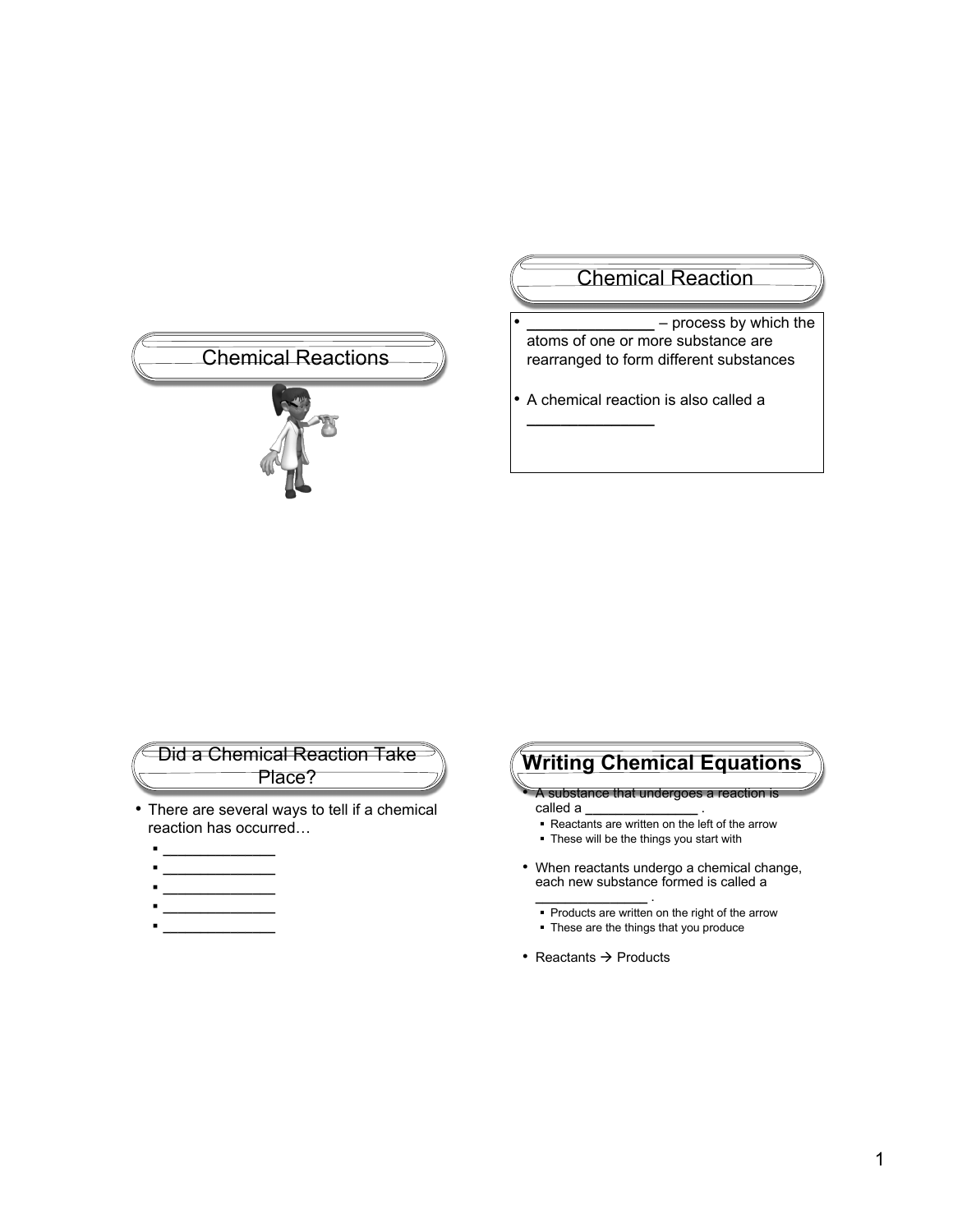# Chemical Reactions

## Chemical Reaction

- ______________ – process by which the atoms of one or more substance are rearranged to form different substances
- A chemical reaction is also called a ______________

## Did a Chemical Reaction Take Place?

- There are several ways to tell if a chemical reaction has occurred…
  - ____________
  - ____________
  - ____________
  - ____________
  - ____________

## Writing Chemical Equations

- A substance that undergoes a reaction is called a ______________ .
  - Reactants are written on the left of the arrow
  - These will be the things you start with
- When reactants undergo a chemical change, each new substance formed is called a ______________ .
  - Products are written on the right of the arrow
  - These are the things that you produce
- Reactants → Products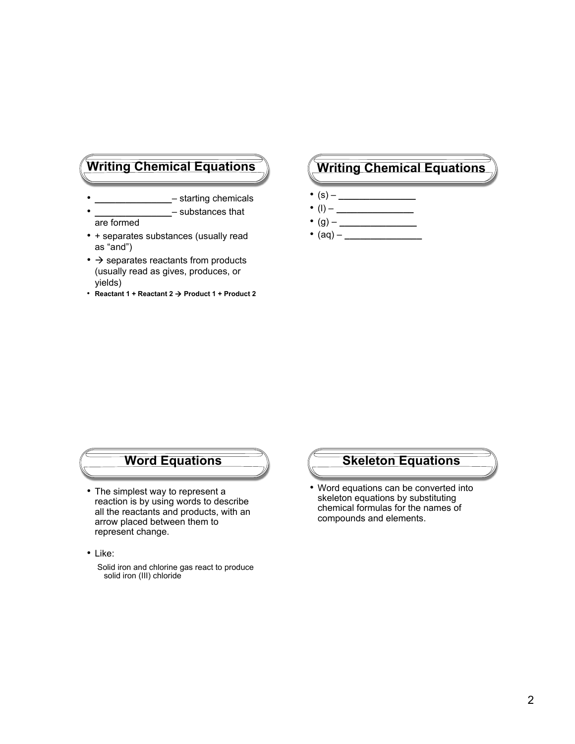## Writing Chemical Equations

- _______________– starting chemicals
- _______________– substances that are formed
- + separates substances (usually read as "and")
- → separates reactants from products (usually read as gives, produces, or yields)
- **Reactant 1 + Reactant 2 → Product 1 + Product 2**

## Writing Chemical Equations

- (s) – _______________
- (l) – _______________
- (g) – _______________
- (aq) – _______________

## Word Equations

- The simplest way to represent a reaction is by using words to describe all the reactants and products, with an arrow placed between them to represent change.
- Like:

  Solid iron and chlorine gas react to produce solid iron (III) chloride

## Skeleton Equations

- Word equations can be converted into skeleton equations by substituting chemical formulas for the names of compounds and elements.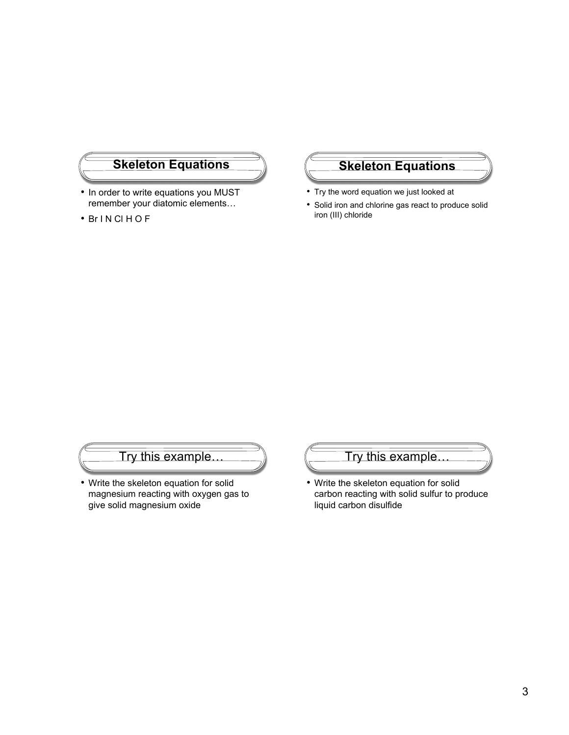## Skeleton Equations

- In order to write equations you MUST remember your diatomic elements…
- Br I N Cl H O F

## Skeleton Equations

- Try the word equation we just looked at
- Solid iron and chlorine gas react to produce solid iron (III) chloride

## Try this example…

- Write the skeleton equation for solid magnesium reacting with oxygen gas to give solid magnesium oxide

## Try this example…

- Write the skeleton equation for solid carbon reacting with solid sulfur to produce liquid carbon disulfide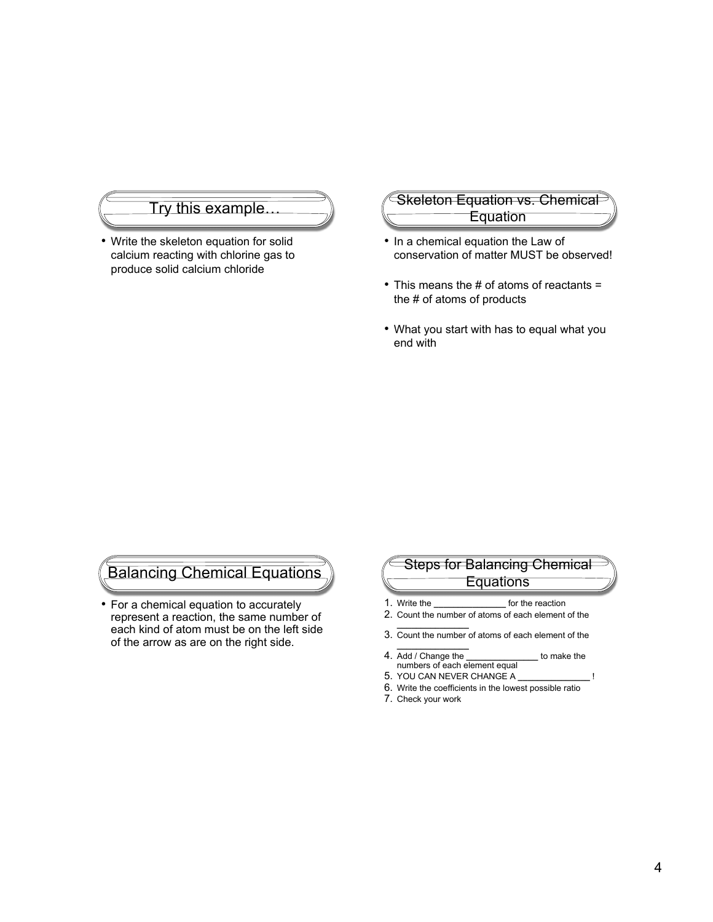## Try this example…

- Write the skeleton equation for solid calcium reacting with chlorine gas to produce solid calcium chloride

## Skeleton Equation vs. Chemical Equation

- In a chemical equation the Law of conservation of matter MUST be observed!
- This means the # of atoms of reactants = the # of atoms of products
- What you start with has to equal what you end with

## Balancing Chemical Equations

- For a chemical equation to accurately represent a reaction, the same number of each kind of atom must be on the left side of the arrow as are on the right side.

## Steps for Balancing Chemical Equations

1. Write the ______________ for the reaction
2. Count the number of atoms of each element of the ______________
3. Count the number of atoms of each element of the ______________
4. Add / Change the ______________ to make the numbers of each element equal
5. YOU CAN NEVER CHANGE A ______________ !
6. Write the coefficients in the lowest possible ratio
7. Check your work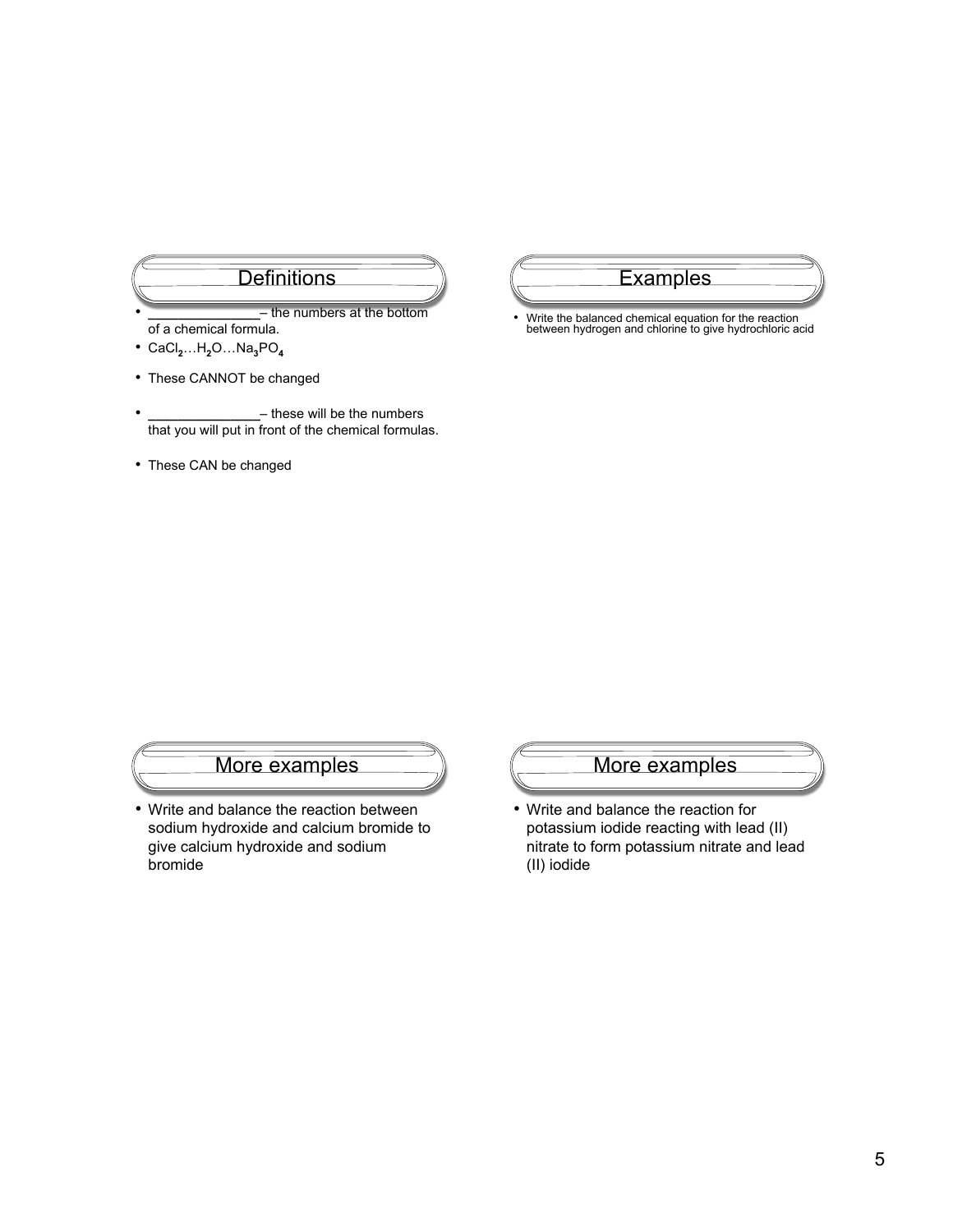## Definitions

- ______________– the numbers at the bottom of a chemical formula.
- $CaCl_2$…$H_2O$…$Na_3PO_4$
- These CANNOT be changed
- ______________– these will be the numbers that you will put in front of the chemical formulas.
- These CAN be changed

## Examples

- Write the balanced chemical equation for the reaction between hydrogen and chlorine to give hydrochloric acid

## More examples

- Write and balance the reaction between sodium hydroxide and calcium bromide to give calcium hydroxide and sodium bromide

## More examples

- Write and balance the reaction for potassium iodide reacting with lead (II) nitrate to form potassium nitrate and lead (II) iodide